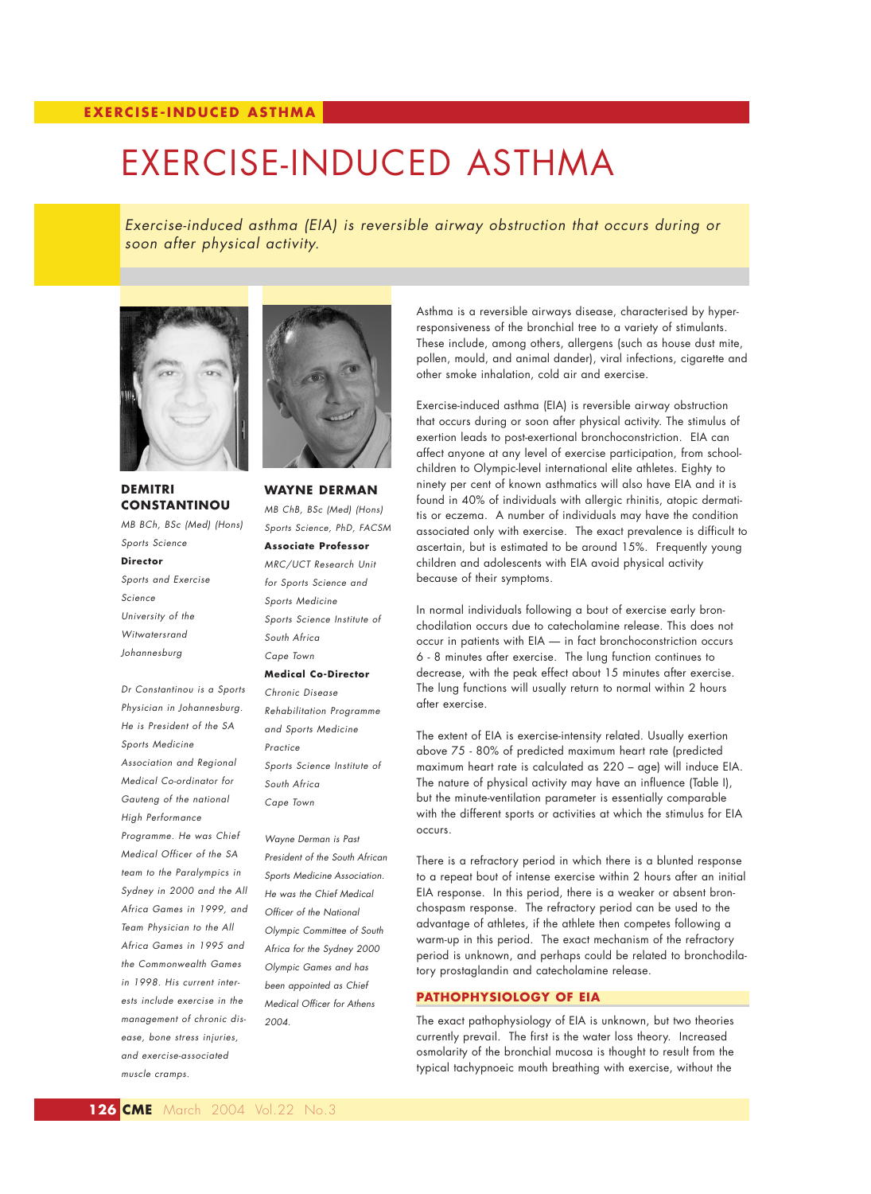# EXERCISE-INDUCED ASTHMA

*Exercise-induced asthma (EIA) is reversible airway obstruction that occurs during or soon after physical activity.*

**DEMITRI CONSTANTINOU**

*MB BCh, BSc (Med) (Hons) Sports Science*

**Director**

*Sports and Exercise Science*

*University of the Witwatersrand*

*Johannesburg*

*Dr Constantinou is a Sports Physician in Johannesburg. He is President of the SA Sports Medicine Association and Regional Medical Co-ordinator for Gauteng of the national High Performance Programme. He was Chief Medical Officer of the SA team to the Paralympics in Sydney in 2000 and the All Africa Games in 1999, and Team Physician to the All Africa Games in 1995 and the Commonwealth Games in 1998. His current interests include exercise in the management of chronic disease, bone stress injuries, and exercise-associated muscle cramps.*

**WAYNE DERMAN**

*MB ChB, BSc (Med) (Hons) Sports Science, PhD, FACSM*

**Associate Professor**

*MRC/UCT Research Unit for Sports Science and Sports Medicine*

*Sports Science Institute of South Africa*

*Cape Town*

**Medical Co-Director**

*Chronic Disease Rehabilitation Programme and Sports Medicine Practice*

*Sports Science Institute of South Africa*

*Cape Town*

*Wayne Derman is Past President of the South African Sports Medicine Association. He was the Chief Medical Officer of the National Olympic Committee of South Africa for the Sydney 2000 Olympic Games and has been appointed as Chief Medical Officer for Athens 2004.*

Asthma is a reversible airways disease, characterised by hyper-responsiveness of the bronchial tree to a variety of stimulants. These include, among others, allergens (such as house dust mite, pollen, mould, and animal dander), viral infections, cigarette and other smoke inhalation, cold air and exercise.

Exercise-induced asthma (EIA) is reversible airway obstruction that occurs during or soon after physical activity. The stimulus of exertion leads to post-exertional bronchoconstriction. EIA can affect anyone at any level of exercise participation, from school-children to Olympic-level international elite athletes. Eighty to ninety per cent of known asthmatics will also have EIA and it is found in 40% of individuals with allergic rhinitis, atopic dermatitis or eczema. A number of individuals may have the condition associated only with exercise. The exact prevalence is difficult to ascertain, but is estimated to be around 15%. Frequently young children and adolescents with EIA avoid physical activity because of their symptoms.

In normal individuals following a bout of exercise early bronchodilation occurs due to catecholamine release. This does not occur in patients with EIA — in fact bronchoconstriction occurs 6 - 8 minutes after exercise. The lung function continues to decrease, with the peak effect about 15 minutes after exercise. The lung functions will usually return to normal within 2 hours after exercise.

The extent of EIA is exercise-intensity related. Usually exertion above 75 - 80% of predicted maximum heart rate (predicted maximum heart rate is calculated as 220 – age) will induce EIA. The nature of physical activity may have an influence (Table I), but the minute-ventilation parameter is essentially comparable with the different sports or activities at which the stimulus for EIA occurs.

There is a refractory period in which there is a blunted response to a repeat bout of intense exercise within 2 hours after an initial EIA response. In this period, there is a weaker or absent bronchospasm response. The refractory period can be used to the advantage of athletes, if the athlete then competes following a warm-up in this period. The exact mechanism of the refractory period is unknown, and perhaps could be related to bronchodilatory prostaglandin and catecholamine release.

## PATHOPHYSIOLOGY OF EIA

The exact pathophysiology of EIA is unknown, but two theories currently prevail. The first is the water loss theory. Increased osmolarity of the bronchial mucosa is thought to result from the typical tachypnoeic mouth breathing with exercise, without the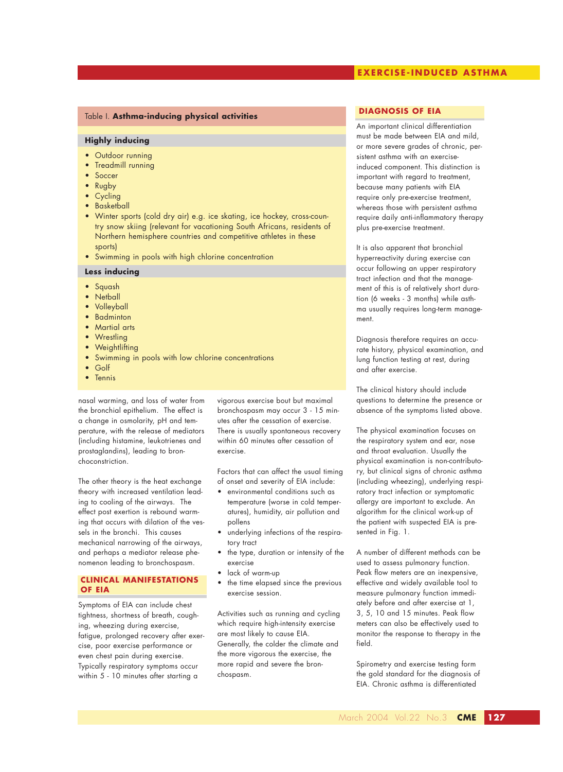**Table I. Asthma-inducing physical activities**

**Highly inducing**

- Outdoor running
- Treadmill running
- Soccer
- Rugby
- Cycling
- Basketball
- Winter sports (cold dry air) e.g. ice skating, ice hockey, cross-country snow skiing (relevant for vacationing South Africans, residents of Northern hemisphere countries and competitive athletes in these sports)
- Swimming in pools with high chlorine concentration

**Less inducing**

- Squash
- Netball
- Volleyball
- Badminton
- Martial arts
- Wrestling
- Weightlifting
- Swimming in pools with low chlorine concentrations
- Golf
- Tennis

nasal warming, and loss of water from the bronchial epithelium. The effect is a change in osmolarity, pH and temperature, with the release of mediators (including histamine, leukotrienes and prostaglandins), leading to bronchoconstriction.

The other theory is the heat exchange theory with increased ventilation leading to cooling of the airways. The effect post exertion is rebound warming that occurs with dilation of the vessels in the bronchi. This causes mechanical narrowing of the airways, and perhaps a mediator release phenomenon leading to bronchospasm.

## CLINICAL MANIFESTATIONS OF EIA

Symptoms of EIA can include chest tightness, shortness of breath, coughing, wheezing during exercise, fatigue, prolonged recovery after exercise, poor exercise performance or even chest pain during exercise. Typically respiratory symptoms occur within 5 - 10 minutes after starting a vigorous exercise bout but maximal bronchospasm may occur 3 - 15 minutes after the cessation of exercise. There is usually spontaneous recovery within 60 minutes after cessation of exercise.

Factors that can affect the usual timing of onset and severity of EIA include:

- environmental conditions such as temperature (worse in cold temperatures), humidity, air pollution and pollens
- underlying infections of the respiratory tract
- the type, duration or intensity of the exercise
- lack of warm-up
- the time elapsed since the previous exercise session.

Activities such as running and cycling which require high-intensity exercise are most likely to cause EIA. Generally, the colder the climate and the more vigorous the exercise, the more rapid and severe the bronchospasm.

## DIAGNOSIS OF EIA

An important clinical differentiation must be made between EIA and mild, or more severe grades of chronic, persistent asthma with an exercise-induced component. This distinction is important with regard to treatment, because many patients with EIA require only pre-exercise treatment, whereas those with persistent asthma require daily anti-inflammatory therapy plus pre-exercise treatment.

It is also apparent that bronchial hyperreactivity during exercise can occur following an upper respiratory tract infection and that the management of this is of relatively short duration (6 weeks - 3 months) while asthma usually requires long-term management.

Diagnosis therefore requires an accurate history, physical examination, and lung function testing at rest, during and after exercise.

The clinical history should include questions to determine the presence or absence of the symptoms listed above.

The physical examination focuses on the respiratory system and ear, nose and throat evaluation. Usually the physical examination is non-contributory, but clinical signs of chronic asthma (including wheezing), underlying respiratory tract infection or symptomatic allergy are important to exclude. An algorithm for the clinical work-up of the patient with suspected EIA is presented in Fig. 1.

A number of different methods can be used to assess pulmonary function. Peak flow meters are an inexpensive, effective and widely available tool to measure pulmonary function immediately before and after exercise at 1, 3, 5, 10 and 15 minutes. Peak flow meters can also be effectively used to monitor the response to therapy in the field.

Spirometry and exercise testing form the gold standard for the diagnosis of EIA. Chronic asthma is differentiated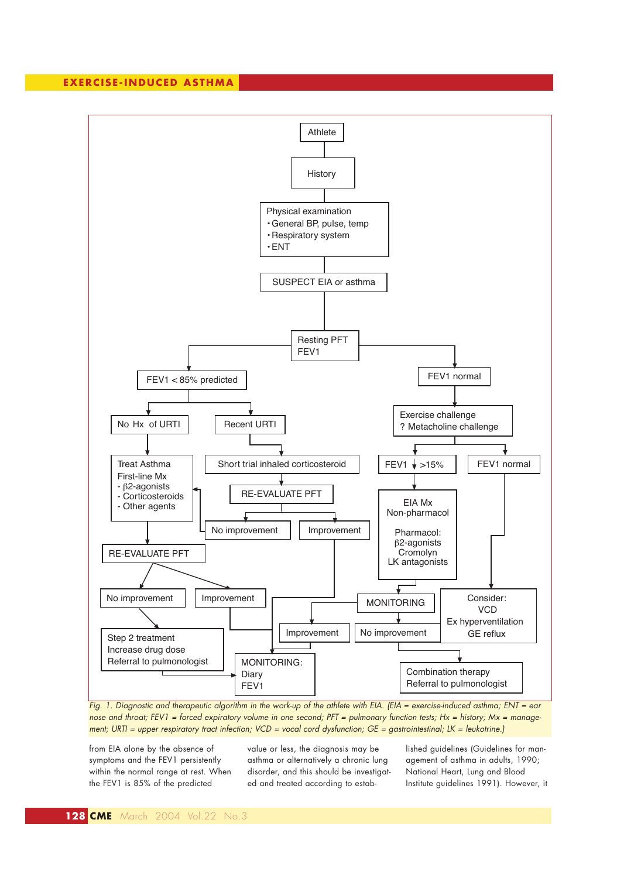Fig. 1. Diagnostic and therapeutic algorithm in the work-up of the athlete with EIA. (EIA = exercise-induced asthma; ENT = ear nose and throat; FEV1 = forced expiratory volume in one second; PFT = pulmonary function tests; Hx = history; Mx = management; URTI = upper respiratory tract infection; VCD = vocal cord dysfunction; GE = gastrointestinal; LK = leukotrine.)

from EIA alone by the absence of symptoms and the FEV1 persistently within the normal range at rest. When the FEV1 is 85% of the predicted value or less, the diagnosis may be asthma or alternatively a chronic lung disorder, and this should be investigated and treated according to established guidelines (Guidelines for management of asthma in adults, 1990; National Heart, Lung and Blood Institute guidelines 1991). However, it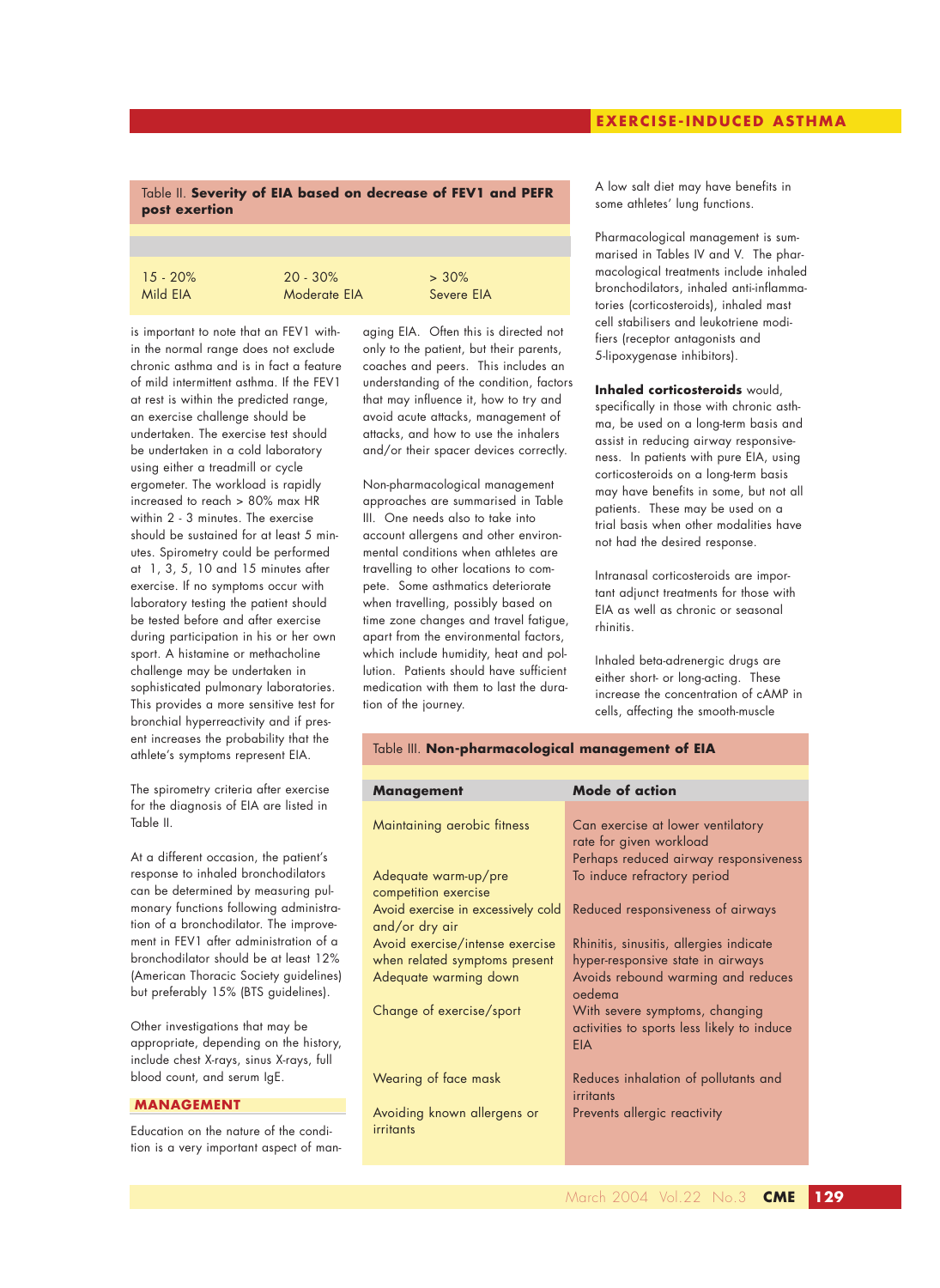Table II. **Severity of EIA based on decrease of FEV1 and PEFR post exertion**

| 15 - 20% | 20 - 30% | > 30% |
|---|---|---|
| Mild EIA | Moderate EIA | Severe EIA |

is important to note that an FEV1 within the normal range does not exclude chronic asthma and is in fact a feature of mild intermittent asthma. If the FEV1 at rest is within the predicted range, an exercise challenge should be undertaken. The exercise test should be undertaken in a cold laboratory using either a treadmill or cycle ergometer. The workload is rapidly increased to reach > 80% max HR within 2 - 3 minutes. The exercise should be sustained for at least 5 minutes. Spirometry could be performed at 1, 3, 5, 10 and 15 minutes after exercise. If no symptoms occur with laboratory testing the patient should be tested before and after exercise during participation in his or her own sport. A histamine or methacholine challenge may be undertaken in sophisticated pulmonary laboratories. This provides a more sensitive test for bronchial hyperreactivity and if present increases the probability that the athlete's symptoms represent EIA.

The spirometry criteria after exercise for the diagnosis of EIA are listed in Table II.

At a different occasion, the patient's response to inhaled bronchodilators can be determined by measuring pulmonary functions following administration of a bronchodilator. The improvement in FEV1 after administration of a bronchodilator should be at least 12% (American Thoracic Society guidelines) but preferably 15% (BTS guidelines).

Other investigations that may be appropriate, depending on the history, include chest X-rays, sinus X-rays, full blood count, and serum IgE.

## MANAGEMENT

Education on the nature of the condition is a very important aspect of managing EIA. Often this is directed not only to the patient, but their parents, coaches and peers. This includes an understanding of the condition, factors that may influence it, how to try and avoid acute attacks, management of attacks, and how to use the inhalers and/or their spacer devices correctly.

Non-pharmacological management approaches are summarised in Table III. One needs also to take into account allergens and other environmental conditions when athletes are travelling to other locations to compete. Some asthmatics deteriorate when travelling, possibly based on time zone changes and travel fatigue, apart from the environmental factors, which include humidity, heat and pollution. Patients should have sufficient medication with them to last the duration of the journey.

A low salt diet may have benefits in some athletes' lung functions.

Pharmacological management is summarised in Tables IV and V. The pharmacological treatments include inhaled bronchodilators, inhaled anti-inflammatories (corticosteroids), inhaled mast cell stabilisers and leukotriene modifiers (receptor antagonists and 5-lipoxygenase inhibitors).

**Inhaled corticosteroids** would, specifically in those with chronic asthma, be used on a long-term basis and assist in reducing airway responsiveness. In patients with pure EIA, using corticosteroids on a long-term basis may have benefits in some, but not all patients. These may be used on a trial basis when other modalities have not had the desired response.

Intranasal corticosteroids are important adjunct treatments for those with EIA as well as chronic or seasonal rhinitis.

Inhaled beta-adrenergic drugs are either short- or long-acting. These increase the concentration of cAMP in cells, affecting the smooth-muscle

Table III. **Non-pharmacological management of EIA**

| Management | Mode of action |
|---|---|
| Maintaining aerobic fitness | Can exercise at lower ventilatory rate for given workload<br>Perhaps reduced airway responsiveness |
| Adequate warm-up/pre competition exercise | To induce refractory period |
| Avoid exercise in excessively cold and/or dry air | Reduced responsiveness of airways |
| Avoid exercise/intense exercise when related symptoms present | Rhinitis, sinusitis, allergies indicate hyper-responsive state in airways |
| Adequate warming down | Avoids rebound warming and reduces oedema |
| Change of exercise/sport | With severe symptoms, changing activities to sports less likely to induce EIA |
| Wearing of face mask | Reduces inhalation of pollutants and irritants |
| Avoiding known allergens or irritants | Prevents allergic reactivity |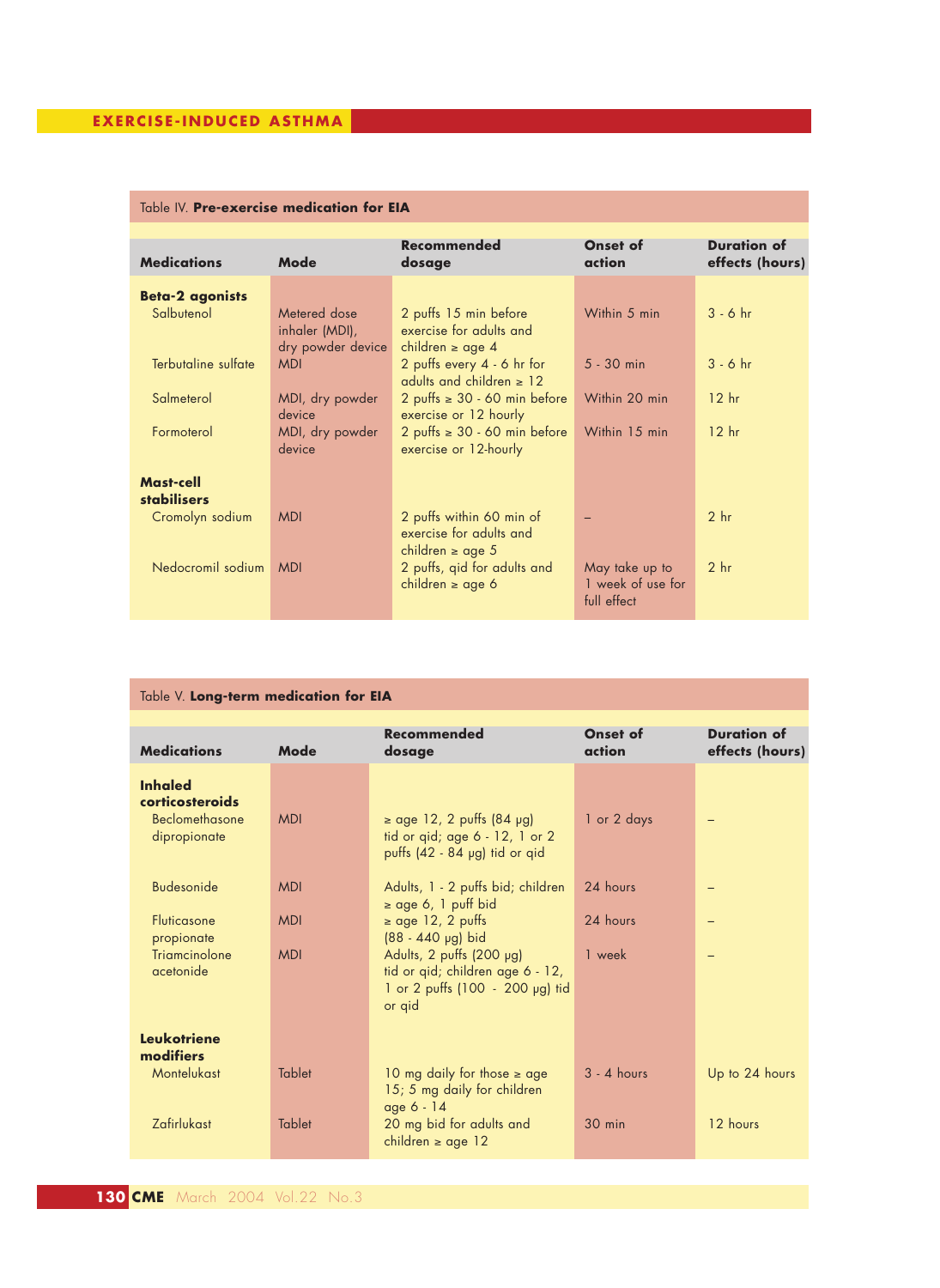Table IV. **Pre-exercise medication for EIA**

| Medications | Mode | Recommended dosage | Onset of action | Duration of effects (hours) |
|---|---|---|---|---|
| **Beta-2 agonists** | | | | |
| Salbutenol | Metered dose inhaler (MDI), dry powder device | 2 puffs 15 min before exercise for adults and children ≥ age 4 | Within 5 min | 3 - 6 hr |
| Terbutaline sulfate | MDI | 2 puffs every 4 - 6 hr for adults and children ≥ 12 | 5 - 30 min | 3 - 6 hr |
| Salmeterol | MDI, dry powder device | 2 puffs ≥ 30 - 60 min before exercise or 12 hourly | Within 20 min | 12 hr |
| Formoterol | MDI, dry powder device | 2 puffs ≥ 30 - 60 min before exercise or 12-hourly | Within 15 min | 12 hr |
| **Mast-cell stabilisers** | | | | |
| Cromolyn sodium | MDI | 2 puffs within 60 min of exercise for adults and children ≥ age 5 | – | 2 hr |
| Nedocromil sodium | MDI | 2 puffs, qid for adults and children ≥ age 6 | May take up to 1 week of use for full effect | 2 hr |

Table V. **Long-term medication for EIA**

| Medications | Mode | Recommended dosage | Onset of action | Duration of effects (hours) |
|---|---|---|---|---|
| **Inhaled corticosteroids** | | | | |
| Beclomethasone dipropionate | MDI | ≥ age 12, 2 puffs (84 μg) tid or qid; age 6 - 12, 1 or 2 puffs (42 - 84 μg) tid or qid | 1 or 2 days | – |
| Budesonide | MDI | Adults, 1 - 2 puffs bid; children ≥ age 6, 1 puff bid | 24 hours | – |
| Fluticasone propionate | MDI | ≥ age 12, 2 puffs (88 - 440 μg) bid | 24 hours | – |
| Triamcinolone acetonide | MDI | Adults, 2 puffs (200 μg) tid or qid; children age 6 - 12, 1 or 2 puffs (100 - 200 μg) tid or qid | 1 week | – |
| **Leukotriene modifiers** | | | | |
| Montelukast | Tablet | 10 mg daily for those ≥ age 15; 5 mg daily for children age 6 - 14 | 3 - 4 hours | Up to 24 hours |
| Zafirlukast | Tablet | 20 mg bid for adults and children ≥ age 12 | 30 min | 12 hours |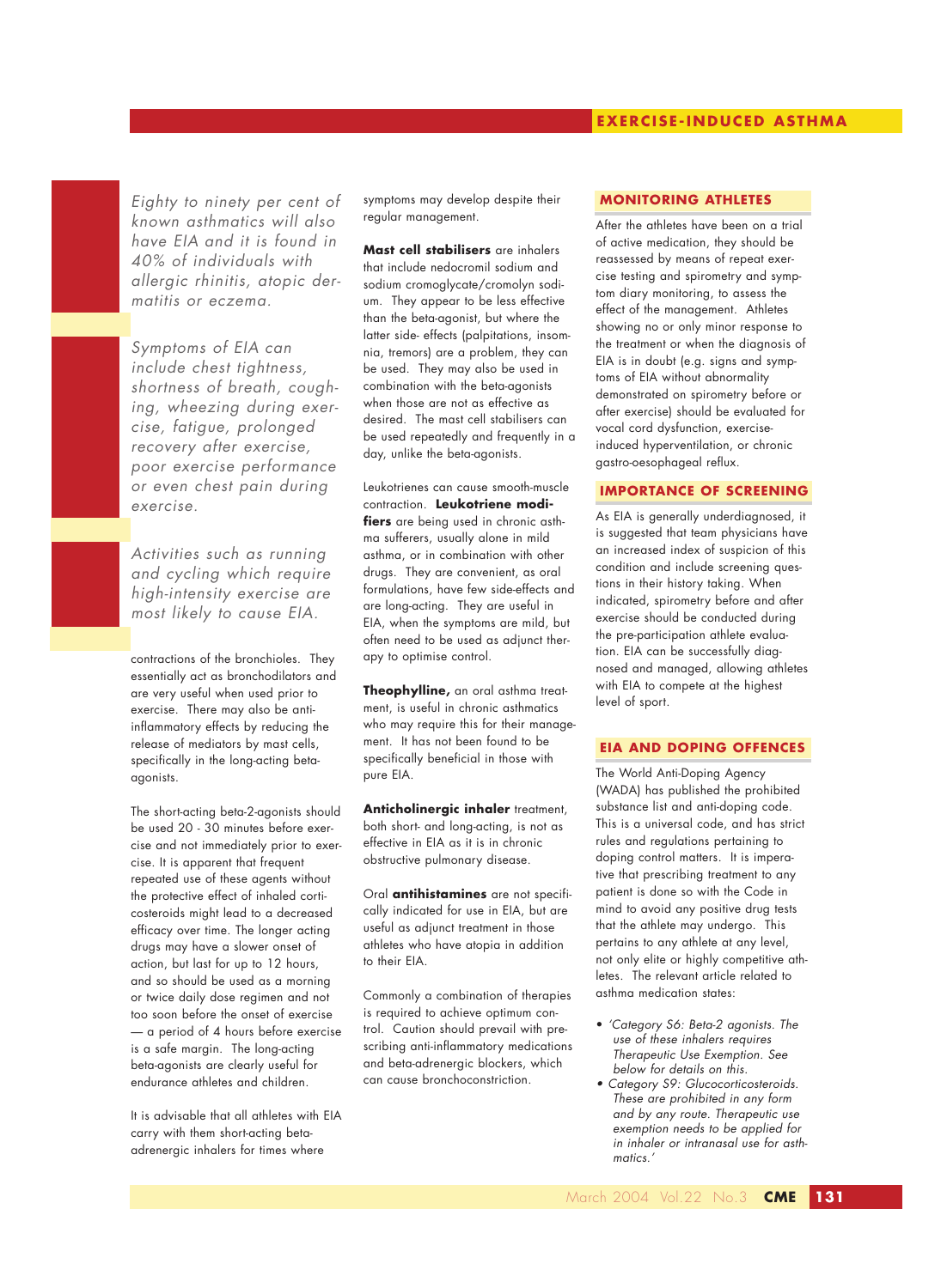*Eighty to ninety per cent of known asthmatics will also have EIA and it is found in 40% of individuals with allergic rhinitis, atopic dermatitis or eczema.*

*Symptoms of EIA can include chest tightness, shortness of breath, coughing, wheezing during exercise, fatigue, prolonged recovery after exercise, poor exercise performance or even chest pain during exercise.*

*Activities such as running and cycling which require high-intensity exercise are most likely to cause EIA.*

contractions of the bronchioles. They essentially act as bronchodilators and are very useful when used prior to exercise. There may also be anti-inflammatory effects by reducing the release of mediators by mast cells, specifically in the long-acting beta-agonists.

The short-acting beta-2-agonists should be used 20 - 30 minutes before exercise and not immediately prior to exercise. It is apparent that frequent repeated use of these agents without the protective effect of inhaled corticosteroids might lead to a decreased efficacy over time. The longer acting drugs may have a slower onset of action, but last for up to 12 hours, and so should be used as a morning or twice daily dose regimen and not too soon before the onset of exercise — a period of 4 hours before exercise is a safe margin. The long-acting beta-agonists are clearly useful for endurance athletes and children.

It is advisable that all athletes with EIA carry with them short-acting beta-adrenergic inhalers for times where symptoms may develop despite their regular management.

**Mast cell stabilisers** are inhalers that include nedocromil sodium and sodium cromoglycate/cromolyn sodium. They appear to be less effective than the beta-agonist, but where the latter side- effects (palpitations, insomnia, tremors) are a problem, they can be used. They may also be used in combination with the beta-agonists when those are not as effective as desired. The mast cell stabilisers can be used repeatedly and frequently in a day, unlike the beta-agonists.

Leukotrienes can cause smooth-muscle contraction. **Leukotriene modifiers** are being used in chronic asthma sufferers, usually alone in mild asthma, or in combination with other drugs. They are convenient, as oral formulations, have few side-effects and are long-acting. They are useful in EIA, when the symptoms are mild, but often need to be used as adjunct therapy to optimise control.

**Theophylline,** an oral asthma treatment, is useful in chronic asthmatics who may require this for their management. It has not been found to be specifically beneficial in those with pure EIA.

**Anticholinergic inhaler** treatment, both short- and long-acting, is not as effective in EIA as it is in chronic obstructive pulmonary disease.

Oral **antihistamines** are not specifically indicated for use in EIA, but are useful as adjunct treatment in those athletes who have atopia in addition to their EIA.

Commonly a combination of therapies is required to achieve optimum control. Caution should prevail with prescribing anti-inflammatory medications and beta-adrenergic blockers, which can cause bronchoconstriction.

## MONITORING ATHLETES

After the athletes have been on a trial of active medication, they should be reassessed by means of repeat exercise testing and spirometry and symptom diary monitoring, to assess the effect of the management. Athletes showing no or only minor response to the treatment or when the diagnosis of EIA is in doubt (e.g. signs and symptoms of EIA without abnormality demonstrated on spirometry before or after exercise) should be evaluated for vocal cord dysfunction, exercise-induced hyperventilation, or chronic gastro-oesophageal reflux.

## IMPORTANCE OF SCREENING

As EIA is generally underdiagnosed, it is suggested that team physicians have an increased index of suspicion of this condition and include screening questions in their history taking. When indicated, spirometry before and after exercise should be conducted during the pre-participation athlete evaluation. EIA can be successfully diagnosed and managed, allowing athletes with EIA to compete at the highest level of sport.

## EIA AND DOPING OFFENCES

The World Anti-Doping Agency (WADA) has published the prohibited substance list and anti-doping code. This is a universal code, and has strict rules and regulations pertaining to doping control matters. It is imperative that prescribing treatment to any patient is done so with the Code in mind to avoid any positive drug tests that the athlete may undergo. This pertains to any athlete at any level, not only elite or highly competitive athletes. The relevant article related to asthma medication states:

- *'Category S6: Beta-2 agonists. The use of these inhalers requires Therapeutic Use Exemption. See below for details on this.*
- *Category S9: Glucocorticosteroids. These are prohibited in any form and by any route. Therapeutic use exemption needs to be applied for in inhaler or intranasal use for asthmatics.'*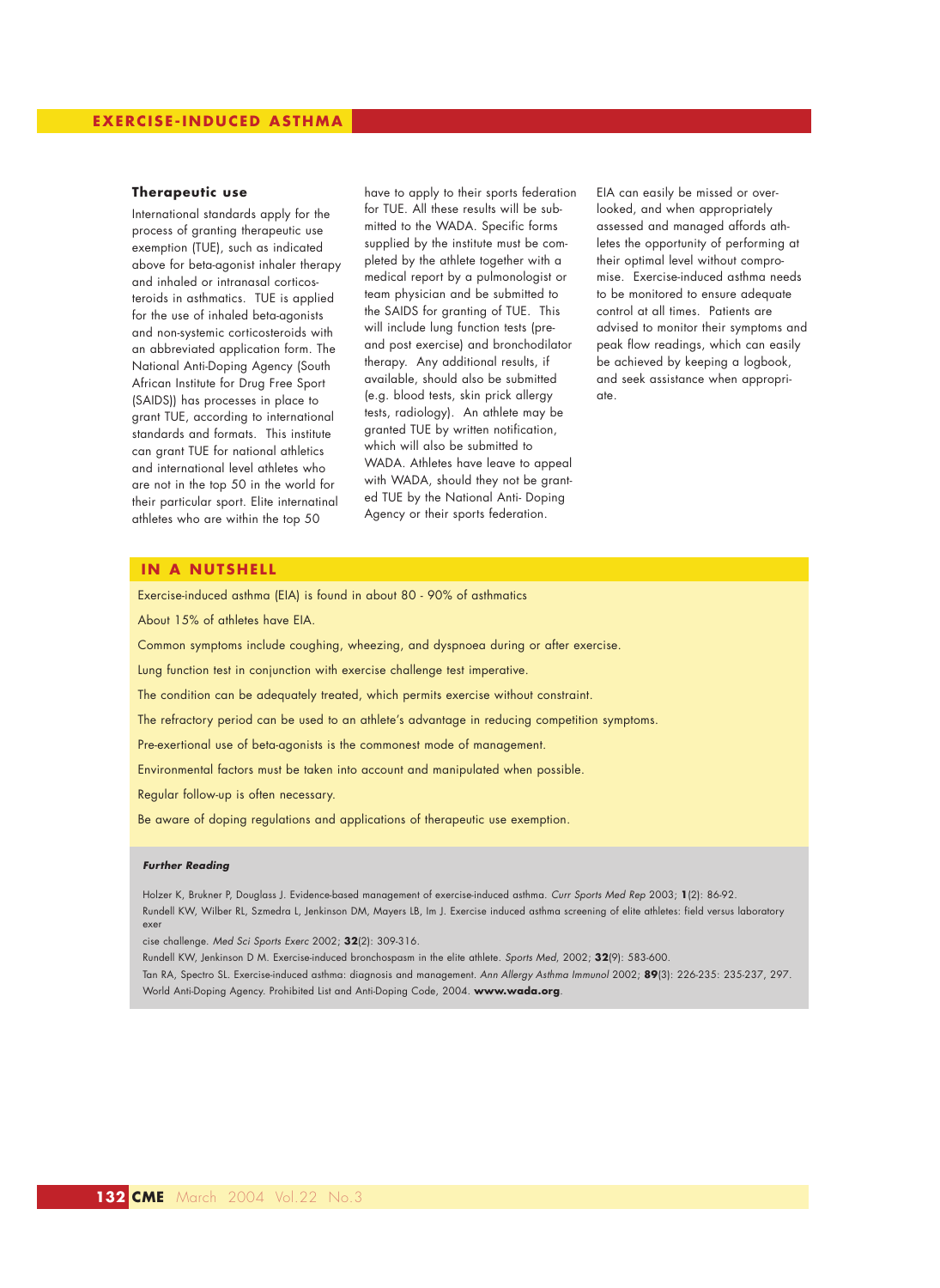### Therapeutic use

International standards apply for the process of granting therapeutic use exemption (TUE), such as indicated above for beta-agonist inhaler therapy and inhaled or intranasal corticosteroids in asthmatics. TUE is applied for the use of inhaled beta-agonists and non-systemic corticosteroids with an abbreviated application form. The National Anti-Doping Agency (South African Institute for Drug Free Sport (SAIDS)) has processes in place to grant TUE, according to international standards and formats. This institute can grant TUE for national athletics and international level athletes who are not in the top 50 in the world for their particular sport. Elite internatinal athletes who are within the top 50 have to apply to their sports federation for TUE. All these results will be submitted to the WADA. Specific forms supplied by the institute must be completed by the athlete together with a medical report by a pulmonologist or team physician and be submitted to the SAIDS for granting of TUE. This will include lung function tests (pre- and post exercise) and bronchodilator therapy. Any additional results, if available, should also be submitted (e.g. blood tests, skin prick allergy tests, radiology). An athlete may be granted TUE by written notification, which will also be submitted to WADA. Athletes have leave to appeal with WADA, should they not be granted TUE by the National Anti- Doping Agency or their sports federation.

EIA can easily be missed or overlooked, and when appropriately assessed and managed affords athletes the opportunity of performing at their optimal level without compromise. Exercise-induced asthma needs to be monitored to ensure adequate control at all times. Patients are advised to monitor their symptoms and peak flow readings, which can easily be achieved by keeping a logbook, and seek assistance when appropriate.

## IN A NUTSHELL

Exercise-induced asthma (EIA) is found in about 80 - 90% of asthmatics

About 15% of athletes have EIA.

Common symptoms include coughing, wheezing, and dyspnoea during or after exercise.

Lung function test in conjunction with exercise challenge test imperative.

The condition can be adequately treated, which permits exercise without constraint.

The refractory period can be used to an athlete's advantage in reducing competition symptoms.

Pre-exertional use of beta-agonists is the commonest mode of management.

Environmental factors must be taken into account and manipulated when possible.

Regular follow-up is often necessary.

Be aware of doping regulations and applications of therapeutic use exemption.

***Further Reading***

Holzer K, Brukner P, Douglass J. Evidence-based management of exercise-induced asthma. *Curr Sports Med Rep* 2003; **1**(2): 86-92.

Rundell KW, Wilber RL, Szmedra L, Jenkinson DM, Mayers LB, Im J. Exercise induced asthma screening of elite athletes: field versus laboratory exer
cise challenge. *Med Sci Sports Exerc* 2002; **32**(2): 309-316.

Rundell KW, Jenkinson D M. Exercise-induced bronchospasm in the elite athlete. *Sports Med*, 2002; **32**(9): 583-600.

Tan RA, Spectro SL. Exercise-induced asthma: diagnosis and management. *Ann Allergy Asthma Immunol* 2002; **89**(3): 226-235: 235-237, 297.

World Anti-Doping Agency. Prohibited List and Anti-Doping Code, 2004. **www.wada.org**.